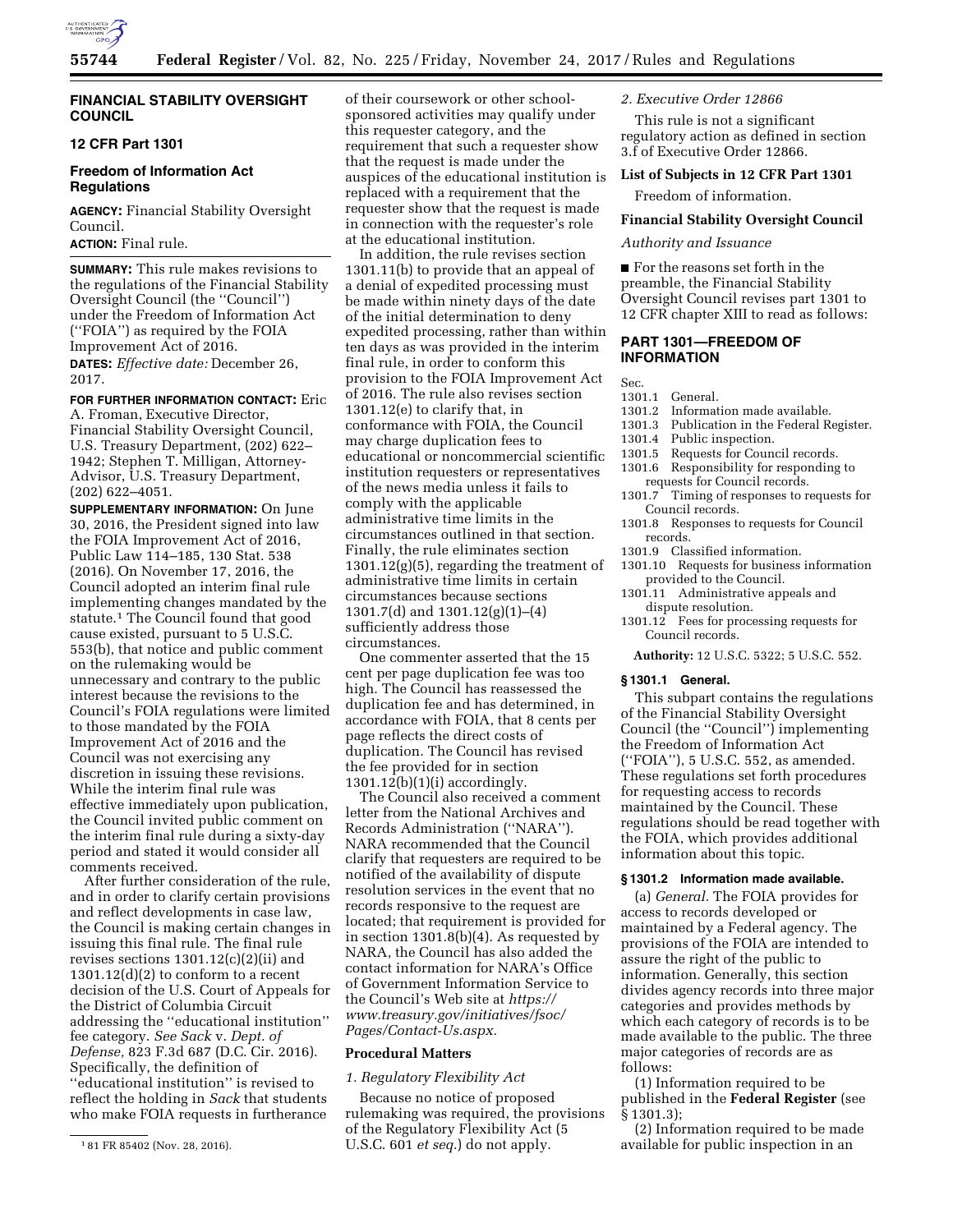**FINANCIAL STABILITY OVERSIGHT COUNCIL**

**12 CFR Part 1301**

**Freedom of Information Act Regulations**

**AGENCY:** Financial Stability Oversight Council.

**ACTION:** Final rule.

**SUMMARY:** This rule makes revisions to the regulations of the Financial Stability Oversight Council (the ''Council'') under the Freedom of Information Act (''FOIA'') as required by the FOIA Improvement Act of 2016.

**DATES:** *Effective date:* December 26, 2017.

**FOR FURTHER INFORMATION CONTACT:** Eric A. Froman, Executive Director, Financial Stability Oversight Council, U.S. Treasury Department, (202) 622–1942; Stephen T. Milligan, Attorney-Advisor, U.S. Treasury Department, (202) 622–4051.

**SUPPLEMENTARY INFORMATION:** On June 30, 2016, the President signed into law the FOIA Improvement Act of 2016, Public Law 114–185, 130 Stat. 538 (2016). On November 17, 2016, the Council adopted an interim final rule implementing changes mandated by the statute.[1] The Council found that good cause existed, pursuant to 5 U.S.C. 553(b), that notice and public comment on the rulemaking would be unnecessary and contrary to the public interest because the revisions to the Council's FOIA regulations were limited to those mandated by the FOIA Improvement Act of 2016 and the Council was not exercising any discretion in issuing these revisions. While the interim final rule was effective immediately upon publication, the Council invited public comment on the interim final rule during a sixty-day period and stated it would consider all comments received.

After further consideration of the rule, and in order to clarify certain provisions and reflect developments in case law, the Council is making certain changes in issuing this final rule. The final rule revises sections 1301.12(c)(2)(ii) and 1301.12(d)(2) to conform to a recent decision of the U.S. Court of Appeals for the District of Columbia Circuit addressing the ''educational institution'' fee category. *See Sack* v. *Dept. of Defense,* 823 F.3d 687 (D.C. Cir. 2016). Specifically, the definition of ''educational institution'' is revised to reflect the holding in *Sack* that students who make FOIA requests in furtherance of their coursework or other school-sponsored activities may qualify under this requester category, and the requirement that such a requester show that the request is made under the auspices of the educational institution is replaced with a requirement that the requester show that the request is made in connection with the requester's role at the educational institution.

In addition, the rule revises section 1301.11(b) to provide that an appeal of a denial of expedited processing must be made within ninety days of the date of the initial determination to deny expedited processing, rather than within ten days as was provided in the interim final rule, in order to conform this provision to the FOIA Improvement Act of 2016. The rule also revises section 1301.12(e) to clarify that, in conformance with FOIA, the Council may charge duplication fees to educational or noncommercial scientific institution requesters or representatives of the news media unless it fails to comply with the applicable administrative time limits in the circumstances outlined in that section. Finally, the rule eliminates section 1301.12(g)(5), regarding the treatment of administrative time limits in certain circumstances because sections 1301.7(d) and 1301.12(g)(1)–(4) sufficiently address those circumstances.

One commenter asserted that the 15 cent per page duplication fee was too high. The Council has reassessed the duplication fee and has determined, in accordance with FOIA, that 8 cents per page reflects the direct costs of duplication. The Council has revised the fee provided for in section 1301.12(b)(1)(i) accordingly.

The Council also received a comment letter from the National Archives and Records Administration (''NARA''). NARA recommended that the Council clarify that requesters are required to be notified of the availability of dispute resolution services in the event that no records responsive to the request are located; that requirement is provided for in section 1301.8(b)(4). As requested by NARA, the Council has also added the contact information for NARA's Office of Government Information Service to the Council's Web site at *https://www.treasury.gov/initiatives/fsoc/Pages/Contact-Us.aspx.*

**Procedural Matters**

*1. Regulatory Flexibility Act*

Because no notice of proposed rulemaking was required, the provisions of the Regulatory Flexibility Act (5 U.S.C. 601 *et seq.*) do not apply.

*2. Executive Order 12866*

This rule is not a significant regulatory action as defined in section 3.f of Executive Order 12866.

**List of Subjects in 12 CFR Part 1301**

Freedom of information.

**Financial Stability Oversight Council**

*Authority and Issuance*

■ For the reasons set forth in the preamble, the Financial Stability Oversight Council revises part 1301 to 12 CFR chapter XIII to read as follows:

## PART 1301—FREEDOM OF INFORMATION

Sec.
1301.1 General.
1301.2 Information made available.
1301.3 Publication in the Federal Register.
1301.4 Public inspection.
1301.5 Requests for Council records.
1301.6 Responsibility for responding to requests for Council records.
1301.7 Timing of responses to requests for Council records.
1301.8 Responses to requests for Council records.
1301.9 Classified information.
1301.10 Requests for business information provided to the Council.
1301.11 Administrative appeals and dispute resolution.
1301.12 Fees for processing requests for Council records.

**Authority:** 12 U.S.C. 5322; 5 U.S.C. 552.

**§ 1301.1 General.**

This subpart contains the regulations of the Financial Stability Oversight Council (the ''Council'') implementing the Freedom of Information Act (''FOIA''), 5 U.S.C. 552, as amended. These regulations set forth procedures for requesting access to records maintained by the Council. These regulations should be read together with the FOIA, which provides additional information about this topic.

**§ 1301.2 Information made available.**

(a) *General.* The FOIA provides for access to records developed or maintained by a Federal agency. The provisions of the FOIA are intended to assure the right of the public to information. Generally, this section divides agency records into three major categories and provides methods by which each category of records is to be made available to the public. The three major categories of records are as follows:

(1) Information required to be published in the **Federal Register** (see § 1301.3);

(2) Information required to be made available for public inspection in an

[1] 81 FR 85402 (Nov. 28, 2016).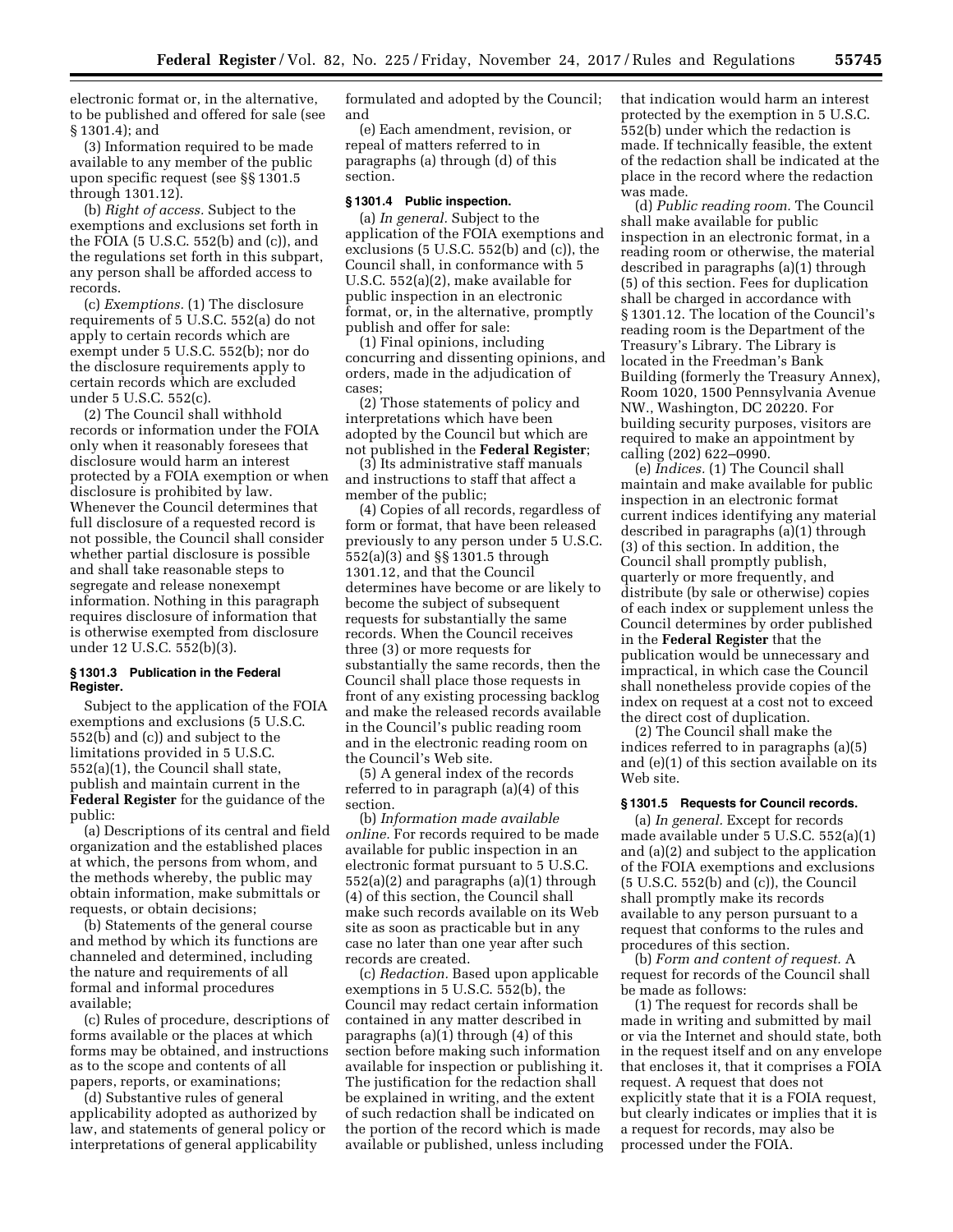electronic format or, in the alternative, to be published and offered for sale (see § 1301.4); and

(3) Information required to be made available to any member of the public upon specific request (see §§ 1301.5 through 1301.12).

(b) *Right of access.* Subject to the exemptions and exclusions set forth in the FOIA (5 U.S.C. 552(b) and (c)), and the regulations set forth in this subpart, any person shall be afforded access to records.

(c) *Exemptions.* (1) The disclosure requirements of 5 U.S.C. 552(a) do not apply to certain records which are exempt under 5 U.S.C. 552(b); nor do the disclosure requirements apply to certain records which are excluded under 5 U.S.C. 552(c).

(2) The Council shall withhold records or information under the FOIA only when it reasonably foresees that disclosure would harm an interest protected by a FOIA exemption or when disclosure is prohibited by law. Whenever the Council determines that full disclosure of a requested record is not possible, the Council shall consider whether partial disclosure is possible and shall take reasonable steps to segregate and release nonexempt information. Nothing in this paragraph requires disclosure of information that is otherwise exempted from disclosure under 12 U.S.C. 552(b)(3).

#### § 1301.3 Publication in the Federal Register.

Subject to the application of the FOIA exemptions and exclusions (5 U.S.C. 552(b) and (c)) and subject to the limitations provided in 5 U.S.C. 552(a)(1), the Council shall state, publish and maintain current in the **Federal Register** for the guidance of the public:

(a) Descriptions of its central and field organization and the established places at which, the persons from whom, and the methods whereby, the public may obtain information, make submittals or requests, or obtain decisions;

(b) Statements of the general course and method by which its functions are channeled and determined, including the nature and requirements of all formal and informal procedures available;

(c) Rules of procedure, descriptions of forms available or the places at which forms may be obtained, and instructions as to the scope and contents of all papers, reports, or examinations;

(d) Substantive rules of general applicability adopted as authorized by law, and statements of general policy or interpretations of general applicability formulated and adopted by the Council; and

(e) Each amendment, revision, or repeal of matters referred to in paragraphs (a) through (d) of this section.

#### § 1301.4 Public inspection.

(a) *In general.* Subject to the application of the FOIA exemptions and exclusions (5 U.S.C. 552(b) and (c)), the Council shall, in conformance with 5 U.S.C. 552(a)(2), make available for public inspection in an electronic format, or, in the alternative, promptly publish and offer for sale:

(1) Final opinions, including concurring and dissenting opinions, and orders, made in the adjudication of cases;

(2) Those statements of policy and interpretations which have been adopted by the Council but which are not published in the **Federal Register**;

(3) Its administrative staff manuals and instructions to staff that affect a member of the public;

(4) Copies of all records, regardless of form or format, that have been released previously to any person under 5 U.S.C. 552(a)(3) and §§ 1301.5 through 1301.12, and that the Council determines have become or are likely to become the subject of subsequent requests for substantially the same records. When the Council receives three (3) or more requests for substantially the same records, then the Council shall place those requests in front of any existing processing backlog and make the released records available in the Council's public reading room and in the electronic reading room on the Council's Web site.

(5) A general index of the records referred to in paragraph (a)(4) of this section.

(b) *Information made available online.* For records required to be made available for public inspection in an electronic format pursuant to 5 U.S.C. 552(a)(2) and paragraphs (a)(1) through (4) of this section, the Council shall make such records available on its Web site as soon as practicable but in any case no later than one year after such records are created.

(c) *Redaction.* Based upon applicable exemptions in 5 U.S.C. 552(b), the Council may redact certain information contained in any matter described in paragraphs (a)(1) through (4) of this section before making such information available for inspection or publishing it. The justification for the redaction shall be explained in writing, and the extent of such redaction shall be indicated on the portion of the record which is made available or published, unless including that indication would harm an interest protected by the exemption in 5 U.S.C. 552(b) under which the redaction is made. If technically feasible, the extent of the redaction shall be indicated at the place in the record where the redaction was made.

(d) *Public reading room.* The Council shall make available for public inspection in an electronic format, in a reading room or otherwise, the material described in paragraphs (a)(1) through (5) of this section. Fees for duplication shall be charged in accordance with § 1301.12. The location of the Council's reading room is the Department of the Treasury's Library. The Library is located in the Freedman's Bank Building (formerly the Treasury Annex), Room 1020, 1500 Pennsylvania Avenue NW., Washington, DC 20220. For building security purposes, visitors are required to make an appointment by calling (202) 622–0990.

(e) *Indices.* (1) The Council shall maintain and make available for public inspection in an electronic format current indices identifying any material described in paragraphs (a)(1) through (3) of this section. In addition, the Council shall promptly publish, quarterly or more frequently, and distribute (by sale or otherwise) copies of each index or supplement unless the Council determines by order published in the **Federal Register** that the publication would be unnecessary and impractical, in which case the Council shall nonetheless provide copies of the index on request at a cost not to exceed the direct cost of duplication.

(2) The Council shall make the indices referred to in paragraphs (a)(5) and (e)(1) of this section available on its Web site.

#### § 1301.5 Requests for Council records.

(a) *In general.* Except for records made available under 5 U.S.C. 552(a)(1) and (a)(2) and subject to the application of the FOIA exemptions and exclusions (5 U.S.C. 552(b) and (c)), the Council shall promptly make its records available to any person pursuant to a request that conforms to the rules and procedures of this section.

(b) *Form and content of request.* A request for records of the Council shall be made as follows:

(1) The request for records shall be made in writing and submitted by mail or via the Internet and should state, both in the request itself and on any envelope that encloses it, that it comprises a FOIA request. A request that does not explicitly state that it is a FOIA request, but clearly indicates or implies that it is a request for records, may also be processed under the FOIA.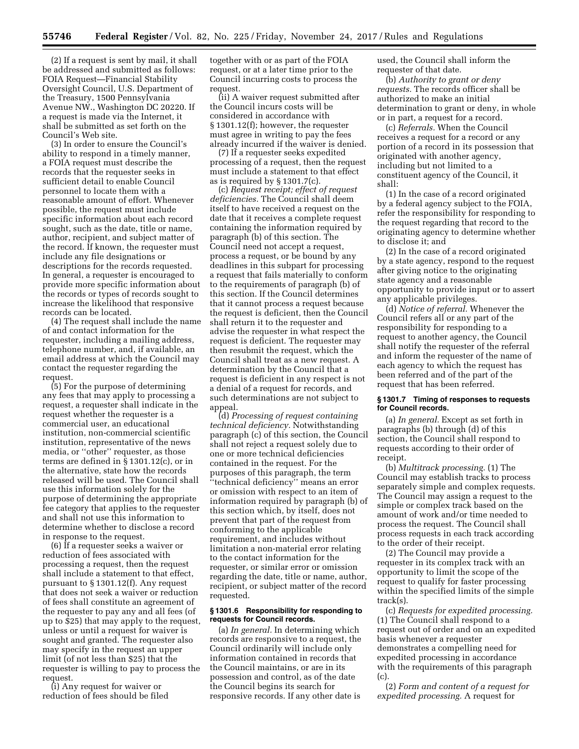(2) If a request is sent by mail, it shall be addressed and submitted as follows: FOIA Request—Financial Stability Oversight Council, U.S. Department of the Treasury, 1500 Pennsylvania Avenue NW., Washington DC 20220. If a request is made via the Internet, it shall be submitted as set forth on the Council's Web site.

(3) In order to ensure the Council's ability to respond in a timely manner, a FOIA request must describe the records that the requester seeks in sufficient detail to enable Council personnel to locate them with a reasonable amount of effort. Whenever possible, the request must include specific information about each record sought, such as the date, title or name, author, recipient, and subject matter of the record. If known, the requester must include any file designations or descriptions for the records requested. In general, a requester is encouraged to provide more specific information about the records or types of records sought to increase the likelihood that responsive records can be located.

(4) The request shall include the name of and contact information for the requester, including a mailing address, telephone number, and, if available, an email address at which the Council may contact the requester regarding the request.

(5) For the purpose of determining any fees that may apply to processing a request, a requester shall indicate in the request whether the requester is a commercial user, an educational institution, non-commercial scientific institution, representative of the news media, or "other" requester, as those terms are defined in § 1301.12(c), or in the alternative, state how the records released will be used. The Council shall use this information solely for the purpose of determining the appropriate fee category that applies to the requester and shall not use this information to determine whether to disclose a record in response to the request.

(6) If a requester seeks a waiver or reduction of fees associated with processing a request, then the request shall include a statement to that effect, pursuant to § 1301.12(f). Any request that does not seek a waiver or reduction of fees shall constitute an agreement of the requester to pay any and all fees (of up to $25) that may apply to the request, unless or until a request for waiver is sought and granted. The requester also may specify in the request an upper limit (of not less than $25) that the requester is willing to pay to process the request.

(i) Any request for waiver or reduction of fees should be filed together with or as part of the FOIA request, or at a later time prior to the Council incurring costs to process the request.

(ii) A waiver request submitted after the Council incurs costs will be considered in accordance with § 1301.12(f); however, the requester must agree in writing to pay the fees already incurred if the waiver is denied.

(7) If a requester seeks expedited processing of a request, then the request must include a statement to that effect as is required by § 1301.7(c).

(c) *Request receipt; effect of request deficiencies.* The Council shall deem itself to have received a request on the date that it receives a complete request containing the information required by paragraph (b) of this section. The Council need not accept a request, process a request, or be bound by any deadlines in this subpart for processing a request that fails materially to conform to the requirements of paragraph (b) of this section. If the Council determines that it cannot process a request because the request is deficient, then the Council shall return it to the requester and advise the requester in what respect the request is deficient. The requester may then resubmit the request, which the Council shall treat as a new request. A determination by the Council that a request is deficient in any respect is not a denial of a request for records, and such determinations are not subject to appeal.

(d) *Processing of request containing technical deficiency.* Notwithstanding paragraph (c) of this section, the Council shall not reject a request solely due to one or more technical deficiencies contained in the request. For the purposes of this paragraph, the term "technical deficiency" means an error or omission with respect to an item of information required by paragraph (b) of this section which, by itself, does not prevent that part of the request from conforming to the applicable requirement, and includes without limitation a non-material error relating to the contact information for the requester, or similar error or omission regarding the date, title or name, author, recipient, or subject matter of the record requested.

### § 1301.6 Responsibility for responding to requests for Council records.

(a) *In general.* In determining which records are responsive to a request, the Council ordinarily will include only information contained in records that the Council maintains, or are in its possession and control, as of the date the Council begins its search for responsive records. If any other date is used, the Council shall inform the requester of that date.

(b) *Authority to grant or deny requests.* The records officer shall be authorized to make an initial determination to grant or deny, in whole or in part, a request for a record.

(c) *Referrals.* When the Council receives a request for a record or any portion of a record in its possession that originated with another agency, including but not limited to a constituent agency of the Council, it shall:

(1) In the case of a record originated by a federal agency subject to the FOIA, refer the responsibility for responding to the request regarding that record to the originating agency to determine whether to disclose it; and

(2) In the case of a record originated by a state agency, respond to the request after giving notice to the originating state agency and a reasonable opportunity to provide input or to assert any applicable privileges.

(d) *Notice of referral.* Whenever the Council refers all or any part of the responsibility for responding to a request to another agency, the Council shall notify the requester of the referral and inform the requester of the name of each agency to which the request has been referred and of the part of the request that has been referred.

### § 1301.7 Timing of responses to requests for Council records.

(a) *In general.* Except as set forth in paragraphs (b) through (d) of this section, the Council shall respond to requests according to their order of receipt.

(b) *Multitrack processing.* (1) The Council may establish tracks to process separately simple and complex requests. The Council may assign a request to the simple or complex track based on the amount of work and/or time needed to process the request. The Council shall process requests in each track according to the order of their receipt.

(2) The Council may provide a requester in its complex track with an opportunity to limit the scope of the request to qualify for faster processing within the specified limits of the simple track(s).

(c) *Requests for expedited processing.* (1) The Council shall respond to a request out of order and on an expedited basis whenever a requester demonstrates a compelling need for expedited processing in accordance with the requirements of this paragraph (c).

(2) *Form and content of a request for expedited processing.* A request for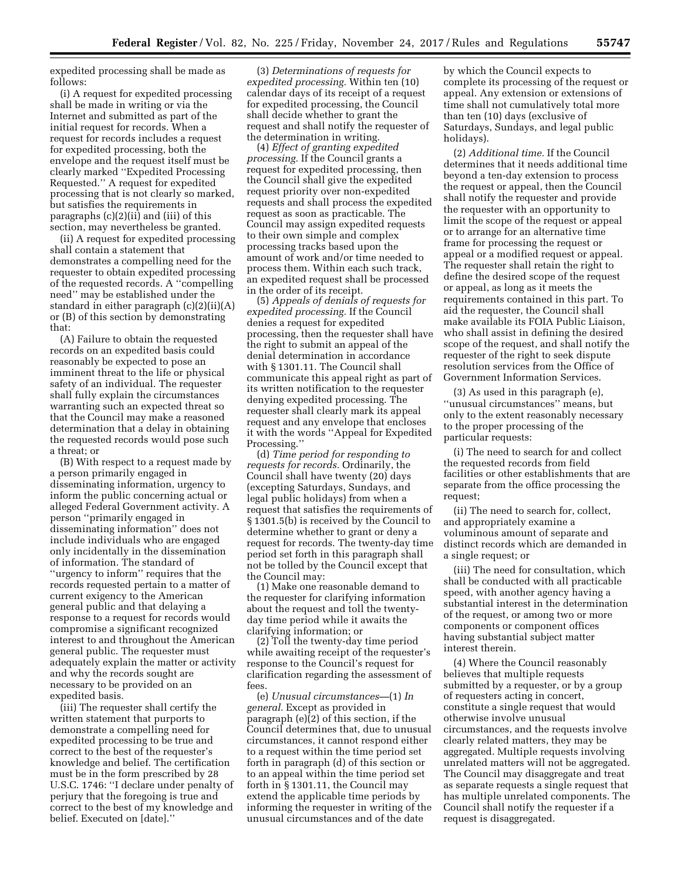expedited processing shall be made as follows:

(i) A request for expedited processing shall be made in writing or via the Internet and submitted as part of the initial request for records. When a request for records includes a request for expedited processing, both the envelope and the request itself must be clearly marked ''Expedited Processing Requested.'' A request for expedited processing that is not clearly so marked, but satisfies the requirements in paragraphs (c)(2)(ii) and (iii) of this section, may nevertheless be granted.

(ii) A request for expedited processing shall contain a statement that demonstrates a compelling need for the requester to obtain expedited processing of the requested records. A ''compelling need'' may be established under the standard in either paragraph (c)(2)(ii)(A) or (B) of this section by demonstrating that:

(A) Failure to obtain the requested records on an expedited basis could reasonably be expected to pose an imminent threat to the life or physical safety of an individual. The requester shall fully explain the circumstances warranting such an expected threat so that the Council may make a reasoned determination that a delay in obtaining the requested records would pose such a threat; or

(B) With respect to a request made by a person primarily engaged in disseminating information, urgency to inform the public concerning actual or alleged Federal Government activity. A person ''primarily engaged in disseminating information'' does not include individuals who are engaged only incidentally in the dissemination of information. The standard of ''urgency to inform'' requires that the records requested pertain to a matter of current exigency to the American general public and that delaying a response to a request for records would compromise a significant recognized interest to and throughout the American general public. The requester must adequately explain the matter or activity and why the records sought are necessary to be provided on an expedited basis.

(iii) The requester shall certify the written statement that purports to demonstrate a compelling need for expedited processing to be true and correct to the best of the requester's knowledge and belief. The certification must be in the form prescribed by 28 U.S.C. 1746: ''I declare under penalty of perjury that the foregoing is true and correct to the best of my knowledge and belief. Executed on [date].''

(3) *Determinations of requests for expedited processing.* Within ten (10) calendar days of its receipt of a request for expedited processing, the Council shall decide whether to grant the request and shall notify the requester of the determination in writing.

(4) *Effect of granting expedited processing.* If the Council grants a request for expedited processing, then the Council shall give the expedited request priority over non-expedited requests and shall process the expedited request as soon as practicable. The Council may assign expedited requests to their own simple and complex processing tracks based upon the amount of work and/or time needed to process them. Within each such track, an expedited request shall be processed in the order of its receipt.

(5) *Appeals of denials of requests for expedited processing.* If the Council denies a request for expedited processing, then the requester shall have the right to submit an appeal of the denial determination in accordance with § 1301.11. The Council shall communicate this appeal right as part of its written notification to the requester denying expedited processing. The requester shall clearly mark its appeal request and any envelope that encloses it with the words ''Appeal for Expedited Processing.''

(d) *Time period for responding to requests for records.* Ordinarily, the Council shall have twenty (20) days (excepting Saturdays, Sundays, and legal public holidays) from when a request that satisfies the requirements of § 1301.5(b) is received by the Council to determine whether to grant or deny a request for records. The twenty-day time period set forth in this paragraph shall not be tolled by the Council except that the Council may:

(1) Make one reasonable demand to the requester for clarifying information about the request and toll the twenty-day time period while it awaits the clarifying information; or

(2) Toll the twenty-day time period while awaiting receipt of the requester's response to the Council's request for clarification regarding the assessment of fees.

(e) *Unusual circumstances*—(1) *In general.* Except as provided in paragraph (e)(2) of this section, if the Council determines that, due to unusual circumstances, it cannot respond either to a request within the time period set forth in paragraph (d) of this section or to an appeal within the time period set forth in § 1301.11, the Council may extend the applicable time periods by informing the requester in writing of the unusual circumstances and of the date by which the Council expects to complete its processing of the request or appeal. Any extension or extensions of time shall not cumulatively total more than ten (10) days (exclusive of Saturdays, Sundays, and legal public holidays).

(2) *Additional time.* If the Council determines that it needs additional time beyond a ten-day extension to process the request or appeal, then the Council shall notify the requester and provide the requester with an opportunity to limit the scope of the request or appeal or to arrange for an alternative time frame for processing the request or appeal or a modified request or appeal. The requester shall retain the right to define the desired scope of the request or appeal, as long as it meets the requirements contained in this part. To aid the requester, the Council shall make available its FOIA Public Liaison, who shall assist in defining the desired scope of the request, and shall notify the requester of the right to seek dispute resolution services from the Office of Government Information Services.

(3) As used in this paragraph (e), ''unusual circumstances'' means, but only to the extent reasonably necessary to the proper processing of the particular requests:

(i) The need to search for and collect the requested records from field facilities or other establishments that are separate from the office processing the request;

(ii) The need to search for, collect, and appropriately examine a voluminous amount of separate and distinct records which are demanded in a single request; or

(iii) The need for consultation, which shall be conducted with all practicable speed, with another agency having a substantial interest in the determination of the request, or among two or more components or component offices having substantial subject matter interest therein.

(4) Where the Council reasonably believes that multiple requests submitted by a requester, or by a group of requesters acting in concert, constitute a single request that would otherwise involve unusual circumstances, and the requests involve clearly related matters, they may be aggregated. Multiple requests involving unrelated matters will not be aggregated. The Council may disaggregate and treat as separate requests a single request that has multiple unrelated components. The Council shall notify the requester if a request is disaggregated.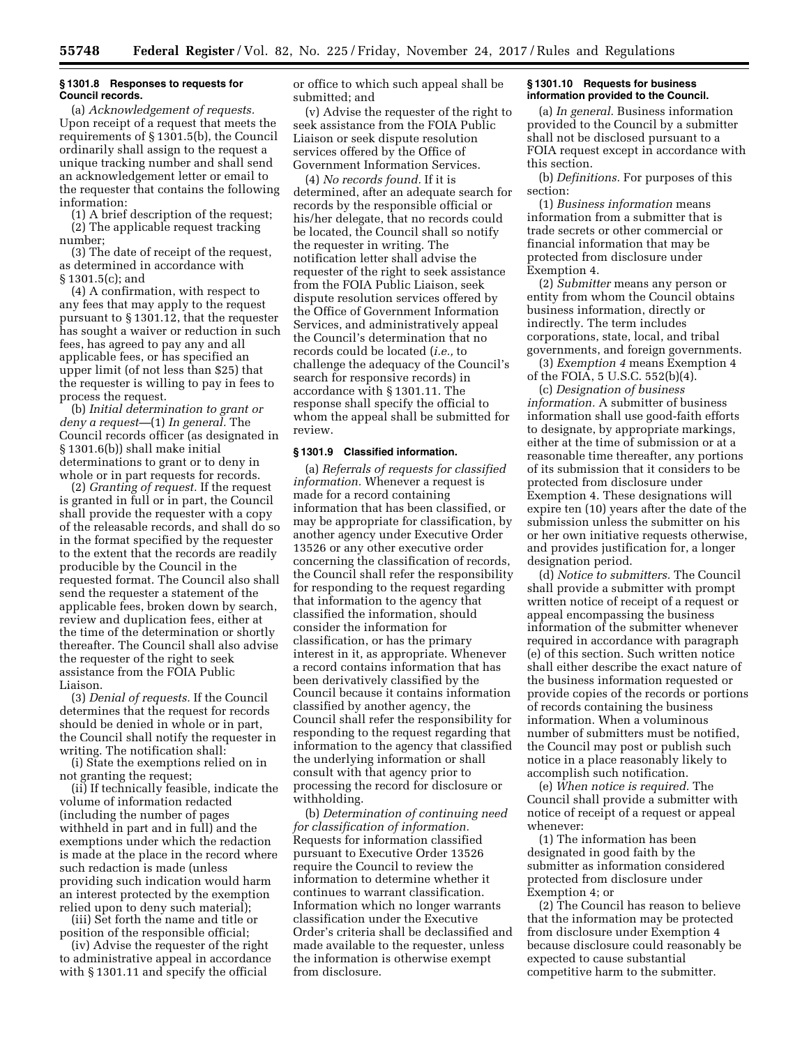### § 1301.8 Responses to requests for Council records.

(a) *Acknowledgement of requests.* Upon receipt of a request that meets the requirements of § 1301.5(b), the Council ordinarily shall assign to the request a unique tracking number and shall send an acknowledgement letter or email to the requester that contains the following information:

(1) A brief description of the request;

(2) The applicable request tracking number;

(3) The date of receipt of the request, as determined in accordance with § 1301.5(c); and

(4) A confirmation, with respect to any fees that may apply to the request pursuant to § 1301.12, that the requester has sought a waiver or reduction in such fees, has agreed to pay any and all applicable fees, or has specified an upper limit (of not less than $25) that the requester is willing to pay in fees to process the request.

(b) *Initial determination to grant or deny a request*—(1) *In general.* The Council records officer (as designated in § 1301.6(b)) shall make initial determinations to grant or to deny in whole or in part requests for records.

(2) *Granting of request.* If the request is granted in full or in part, the Council shall provide the requester with a copy of the releasable records, and shall do so in the format specified by the requester to the extent that the records are readily producible by the Council in the requested format. The Council also shall send the requester a statement of the applicable fees, broken down by search, review and duplication fees, either at the time of the determination or shortly thereafter. The Council shall also advise the requester of the right to seek assistance from the FOIA Public Liaison.

(3) *Denial of requests.* If the Council determines that the request for records should be denied in whole or in part, the Council shall notify the requester in writing. The notification shall:

(i) State the exemptions relied on in not granting the request;

(ii) If technically feasible, indicate the volume of information redacted (including the number of pages withheld in part and in full) and the exemptions under which the redaction is made at the place in the record where such redaction is made (unless providing such indication would harm an interest protected by the exemption relied upon to deny such material);

(iii) Set forth the name and title or position of the responsible official;

(iv) Advise the requester of the right to administrative appeal in accordance with § 1301.11 and specify the official or office to which such appeal shall be submitted; and

(v) Advise the requester of the right to seek assistance from the FOIA Public Liaison or seek dispute resolution services offered by the Office of Government Information Services.

(4) *No records found.* If it is determined, after an adequate search for records by the responsible official or his/her delegate, that no records could be located, the Council shall so notify the requester in writing. The notification letter shall advise the requester of the right to seek assistance from the FOIA Public Liaison, seek dispute resolution services offered by the Office of Government Information Services, and administratively appeal the Council's determination that no records could be located (*i.e.,* to challenge the adequacy of the Council's search for responsive records) in accordance with § 1301.11. The response shall specify the official to whom the appeal shall be submitted for review.

### § 1301.9 Classified information.

(a) *Referrals of requests for classified information.* Whenever a request is made for a record containing information that has been classified, or may be appropriate for classification, by another agency under Executive Order 13526 or any other executive order concerning the classification of records, the Council shall refer the responsibility for responding to the request regarding that information to the agency that classified the information, should consider the information for classification, or has the primary interest in it, as appropriate. Whenever a record contains information that has been derivatively classified by the Council because it contains information classified by another agency, the Council shall refer the responsibility for responding to the request regarding that information to the agency that classified the underlying information or shall consult with that agency prior to processing the record for disclosure or withholding.

(b) *Determination of continuing need for classification of information.* Requests for information classified pursuant to Executive Order 13526 require the Council to review the information to determine whether it continues to warrant classification. Information which no longer warrants classification under the Executive Order's criteria shall be declassified and made available to the requester, unless the information is otherwise exempt from disclosure.

### § 1301.10 Requests for business information provided to the Council.

(a) *In general.* Business information provided to the Council by a submitter shall not be disclosed pursuant to a FOIA request except in accordance with this section.

(b) *Definitions.* For purposes of this section:

(1) *Business information* means information from a submitter that is trade secrets or other commercial or financial information that may be protected from disclosure under Exemption 4.

(2) *Submitter* means any person or entity from whom the Council obtains business information, directly or indirectly. The term includes corporations, state, local, and tribal governments, and foreign governments.

(3) *Exemption 4* means Exemption 4 of the FOIA, 5 U.S.C. 552(b)(4).

(c) *Designation of business information.* A submitter of business information shall use good-faith efforts to designate, by appropriate markings, either at the time of submission or at a reasonable time thereafter, any portions of its submission that it considers to be protected from disclosure under Exemption 4. These designations will expire ten (10) years after the date of the submission unless the submitter on his or her own initiative requests otherwise, and provides justification for, a longer designation period.

(d) *Notice to submitters.* The Council shall provide a submitter with prompt written notice of receipt of a request or appeal encompassing the business information of the submitter whenever required in accordance with paragraph (e) of this section. Such written notice shall either describe the exact nature of the business information requested or provide copies of the records or portions of records containing the business information. When a voluminous number of submitters must be notified, the Council may post or publish such notice in a place reasonably likely to accomplish such notification.

(e) *When notice is required.* The Council shall provide a submitter with notice of receipt of a request or appeal whenever:

(1) The information has been designated in good faith by the submitter as information considered protected from disclosure under Exemption 4; or

(2) The Council has reason to believe that the information may be protected from disclosure under Exemption 4 because disclosure could reasonably be expected to cause substantial competitive harm to the submitter.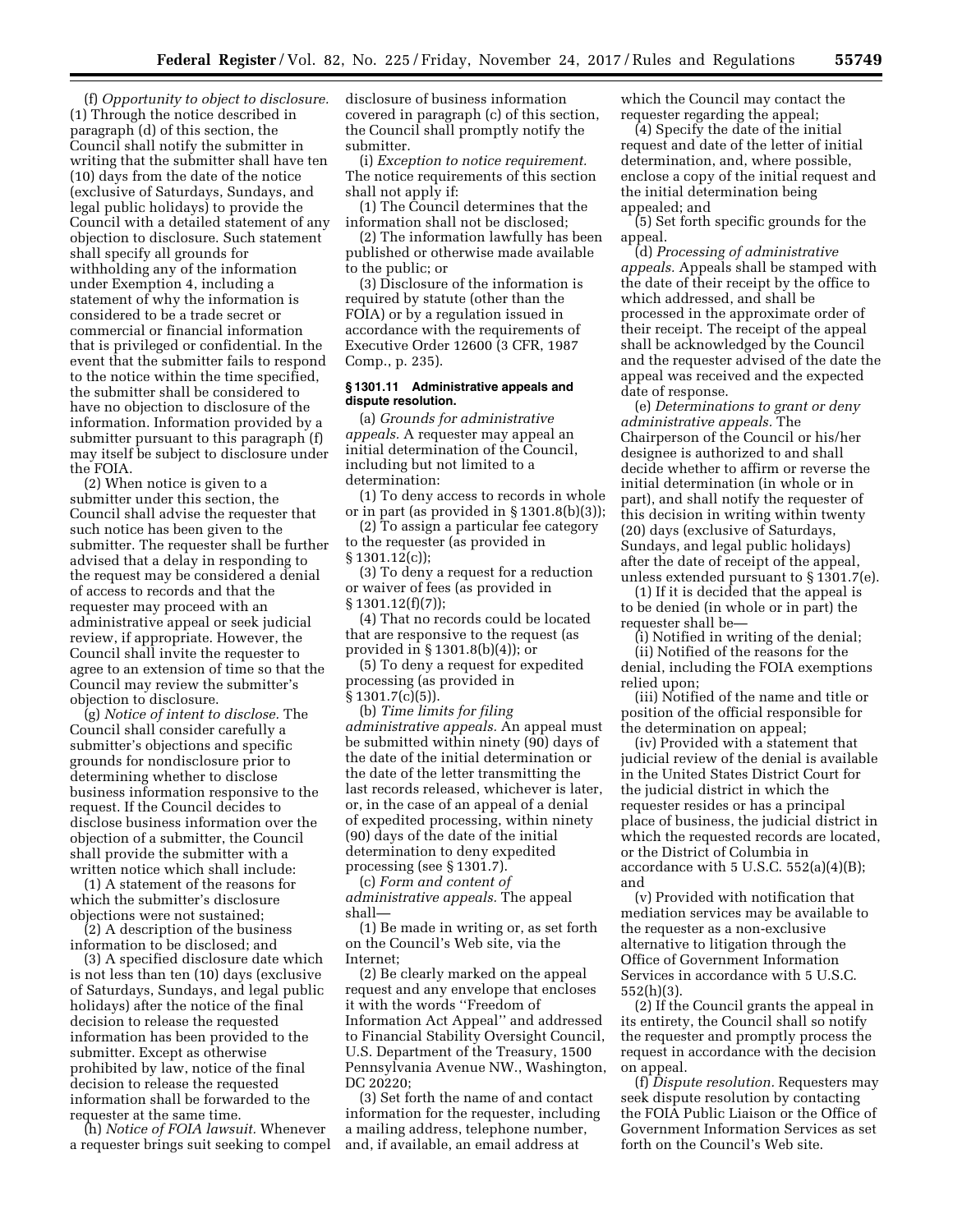(f) *Opportunity to object to disclosure.* (1) Through the notice described in paragraph (d) of this section, the Council shall notify the submitter in writing that the submitter shall have ten (10) days from the date of the notice (exclusive of Saturdays, Sundays, and legal public holidays) to provide the Council with a detailed statement of any objection to disclosure. Such statement shall specify all grounds for withholding any of the information under Exemption 4, including a statement of why the information is considered to be a trade secret or commercial or financial information that is privileged or confidential. In the event that the submitter fails to respond to the notice within the time specified, the submitter shall be considered to have no objection to disclosure of the information. Information provided by a submitter pursuant to this paragraph (f) may itself be subject to disclosure under the FOIA.

(2) When notice is given to a submitter under this section, the Council shall advise the requester that such notice has been given to the submitter. The requester shall be further advised that a delay in responding to the request may be considered a denial of access to records and that the requester may proceed with an administrative appeal or seek judicial review, if appropriate. However, the Council shall invite the requester to agree to an extension of time so that the Council may review the submitter's objection to disclosure.

(g) *Notice of intent to disclose.* The Council shall consider carefully a submitter's objections and specific grounds for nondisclosure prior to determining whether to disclose business information responsive to the request. If the Council decides to disclose business information over the objection of a submitter, the Council shall provide the submitter with a written notice which shall include:

(1) A statement of the reasons for which the submitter's disclosure objections were not sustained;

(2) A description of the business information to be disclosed; and

(3) A specified disclosure date which is not less than ten (10) days (exclusive of Saturdays, Sundays, and legal public holidays) after the notice of the final decision to release the requested information has been provided to the submitter. Except as otherwise prohibited by law, notice of the final decision to release the requested information shall be forwarded to the requester at the same time.

(h) *Notice of FOIA lawsuit.* Whenever a requester brings suit seeking to compel disclosure of business information covered in paragraph (c) of this section, the Council shall promptly notify the submitter.

(i) *Exception to notice requirement.* The notice requirements of this section shall not apply if:

(1) The Council determines that the information shall not be disclosed;

(2) The information lawfully has been published or otherwise made available to the public; or

(3) Disclosure of the information is required by statute (other than the FOIA) or by a regulation issued in accordance with the requirements of Executive Order 12600 (3 CFR, 1987 Comp., p. 235).

### § 1301.11 Administrative appeals and dispute resolution.

(a) *Grounds for administrative appeals.* A requester may appeal an initial determination of the Council, including but not limited to a determination:

(1) To deny access to records in whole or in part (as provided in § 1301.8(b)(3));

(2) To assign a particular fee category to the requester (as provided in § 1301.12(c));

(3) To deny a request for a reduction or waiver of fees (as provided in § 1301.12(f)(7));

(4) That no records could be located that are responsive to the request (as provided in § 1301.8(b)(4)); or

(5) To deny a request for expedited processing (as provided in § 1301.7(c)(5)).

(b) *Time limits for filing administrative appeals.* An appeal must be submitted within ninety (90) days of the date of the initial determination or the date of the letter transmitting the last records released, whichever is later, or, in the case of an appeal of a denial of expedited processing, within ninety (90) days of the date of the initial determination to deny expedited processing (see § 1301.7).

(c) *Form and content of administrative appeals.* The appeal shall—

(1) Be made in writing or, as set forth on the Council's Web site, via the Internet;

(2) Be clearly marked on the appeal request and any envelope that encloses it with the words "Freedom of Information Act Appeal" and addressed to Financial Stability Oversight Council, U.S. Department of the Treasury, 1500 Pennsylvania Avenue NW., Washington, DC 20220;

(3) Set forth the name of and contact information for the requester, including a mailing address, telephone number, and, if available, an email address at which the Council may contact the requester regarding the appeal;

(4) Specify the date of the initial request and date of the letter of initial determination, and, where possible, enclose a copy of the initial request and the initial determination being appealed; and

(5) Set forth specific grounds for the appeal.

(d) *Processing of administrative appeals.* Appeals shall be stamped with the date of their receipt by the office to which addressed, and shall be processed in the approximate order of their receipt. The receipt of the appeal shall be acknowledged by the Council and the requester advised of the date the appeal was received and the expected date of response.

(e) *Determinations to grant or deny administrative appeals.* The Chairperson of the Council or his/her designee is authorized to and shall decide whether to affirm or reverse the initial determination (in whole or in part), and shall notify the requester of this decision in writing within twenty (20) days (exclusive of Saturdays, Sundays, and legal public holidays) after the date of receipt of the appeal, unless extended pursuant to § 1301.7(e).

(1) If it is decided that the appeal is to be denied (in whole or in part) the requester shall be—

(i) Notified in writing of the denial;

(ii) Notified of the reasons for the denial, including the FOIA exemptions relied upon;

(iii) Notified of the name and title or position of the official responsible for the determination on appeal;

(iv) Provided with a statement that judicial review of the denial is available in the United States District Court for the judicial district in which the requester resides or has a principal place of business, the judicial district in which the requested records are located, or the District of Columbia in accordance with 5 U.S.C. 552(a)(4)(B); and

(v) Provided with notification that mediation services may be available to the requester as a non-exclusive alternative to litigation through the Office of Government Information Services in accordance with 5 U.S.C. 552(h)(3).

(2) If the Council grants the appeal in its entirety, the Council shall so notify the requester and promptly process the request in accordance with the decision on appeal.

(f) *Dispute resolution.* Requesters may seek dispute resolution by contacting the FOIA Public Liaison or the Office of Government Information Services as set forth on the Council's Web site.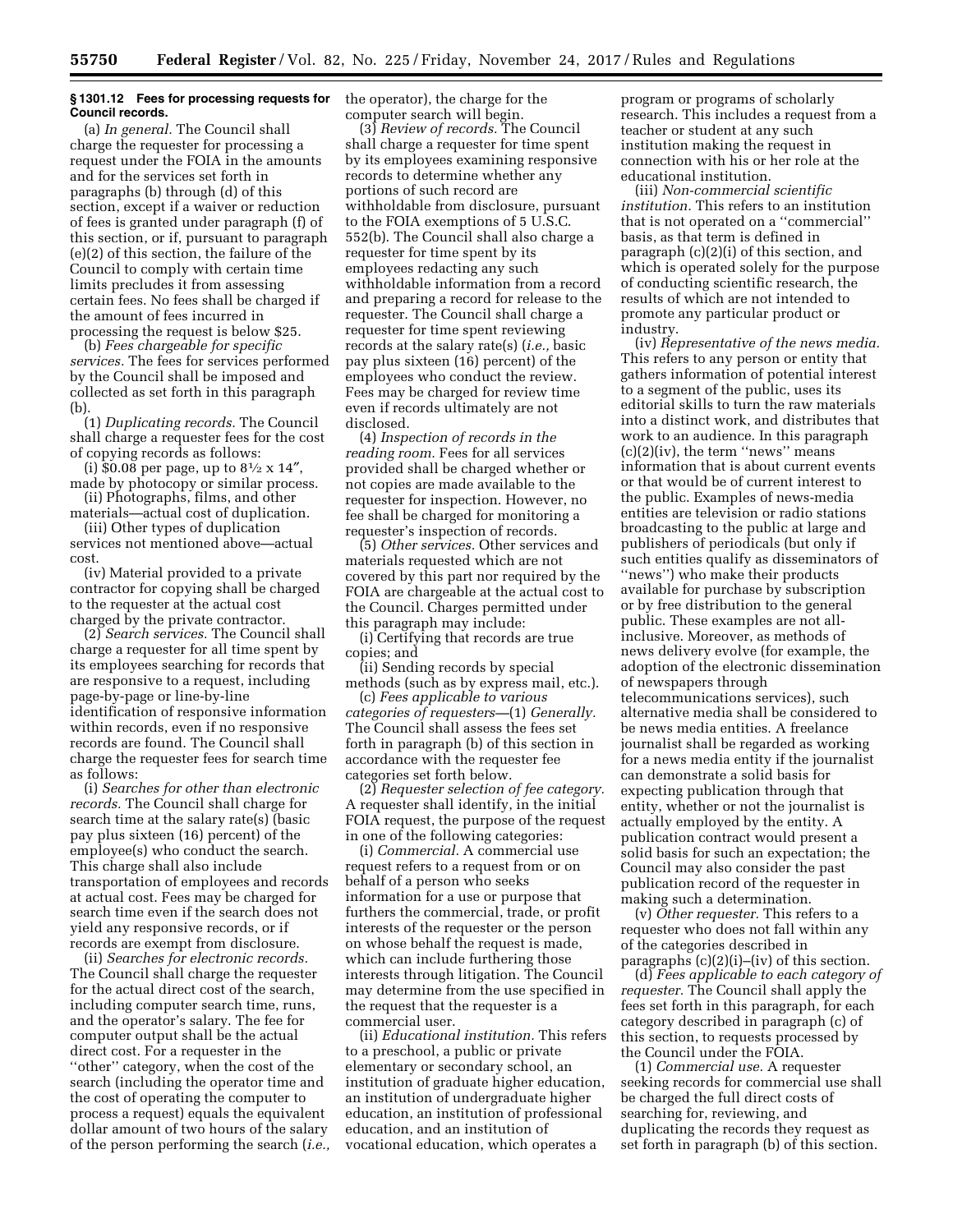**§ 1301.12 Fees for processing requests for Council records.**

(a) *In general.* The Council shall charge the requester for processing a request under the FOIA in the amounts and for the services set forth in paragraphs (b) through (d) of this section, except if a waiver or reduction of fees is granted under paragraph (f) of this section, or if, pursuant to paragraph (e)(2) of this section, the failure of the Council to comply with certain time limits precludes it from assessing certain fees. No fees shall be charged if the amount of fees incurred in processing the request is below $25.

(b) *Fees chargeable for specific services.* The fees for services performed by the Council shall be imposed and collected as set forth in this paragraph (b).

(1) *Duplicating records.* The Council shall charge a requester fees for the cost of copying records as follows:

(i) $0.08 per page, up to 8½ x 14″, made by photocopy or similar process.

(ii) Photographs, films, and other materials—actual cost of duplication.

(iii) Other types of duplication services not mentioned above—actual cost.

(iv) Material provided to a private contractor for copying shall be charged to the requester at the actual cost charged by the private contractor.

(2) *Search services.* The Council shall charge a requester for all time spent by its employees searching for records that are responsive to a request, including page-by-page or line-by-line identification of responsive information within records, even if no responsive records are found. The Council shall charge the requester fees for search time as follows:

(i) *Searches for other than electronic records.* The Council shall charge for search time at the salary rate(s) (basic pay plus sixteen (16) percent) of the employee(s) who conduct the search. This charge shall also include transportation of employees and records at actual cost. Fees may be charged for search time even if the search does not yield any responsive records, or if records are exempt from disclosure.

(ii) *Searches for electronic records.* The Council shall charge the requester for the actual direct cost of the search, including computer search time, runs, and the operator's salary. The fee for computer output shall be the actual direct cost. For a requester in the "other" category, when the cost of the search (including the operator time and the cost of operating the computer to process a request) equals the equivalent dollar amount of two hours of the salary of the person performing the search (*i.e.,* the operator), the charge for the computer search will begin.

(3) *Review of records.* The Council shall charge a requester for time spent by its employees examining responsive records to determine whether any portions of such record are withholdable from disclosure, pursuant to the FOIA exemptions of 5 U.S.C. 552(b). The Council shall also charge a requester for time spent by its employees redacting any such withholdable information from a record and preparing a record for release to the requester. The Council shall charge a requester for time spent reviewing records at the salary rate(s) (*i.e.,* basic pay plus sixteen (16) percent) of the employees who conduct the review. Fees may be charged for review time even if records ultimately are not disclosed.

(4) *Inspection of records in the reading room.* Fees for all services provided shall be charged whether or not copies are made available to the requester for inspection. However, no fee shall be charged for monitoring a requester's inspection of records.

(5) *Other services.* Other services and materials requested which are not covered by this part nor required by the FOIA are chargeable at the actual cost to the Council. Charges permitted under this paragraph may include:

(i) Certifying that records are true copies; and

(ii) Sending records by special methods (such as by express mail, etc.).

(c) *Fees applicable to various categories of requesters*—(1) *Generally.* The Council shall assess the fees set forth in paragraph (b) of this section in accordance with the requester fee categories set forth below.

(2) *Requester selection of fee category.* A requester shall identify, in the initial FOIA request, the purpose of the request in one of the following categories:

(i) *Commercial.* A commercial use request refers to a request from or on behalf of a person who seeks information for a use or purpose that furthers the commercial, trade, or profit interests of the requester or the person on whose behalf the request is made, which can include furthering those interests through litigation. The Council may determine from the use specified in the request that the requester is a commercial user.

(ii) *Educational institution.* This refers to a preschool, a public or private elementary or secondary school, an institution of graduate higher education, an institution of undergraduate higher education, an institution of professional education, and an institution of vocational education, which operates a program or programs of scholarly research. This includes a request from a teacher or student at any such institution making the request in connection with his or her role at the educational institution.

(iii) *Non-commercial scientific institution.* This refers to an institution that is not operated on a "commercial" basis, as that term is defined in paragraph (c)(2)(i) of this section, and which is operated solely for the purpose of conducting scientific research, the results of which are not intended to promote any particular product or industry.

(iv) *Representative of the news media.* This refers to any person or entity that gathers information of potential interest to a segment of the public, uses its editorial skills to turn the raw materials into a distinct work, and distributes that work to an audience. In this paragraph (c)(2)(iv), the term "news" means information that is about current events or that would be of current interest to the public. Examples of news-media entities are television or radio stations broadcasting to the public at large and publishers of periodicals (but only if such entities qualify as disseminators of "news") who make their products available for purchase by subscription or by free distribution to the general public. These examples are not all-inclusive. Moreover, as methods of news delivery evolve (for example, the adoption of the electronic dissemination of newspapers through telecommunications services), such alternative media shall be considered to be news media entities. A freelance journalist shall be regarded as working for a news media entity if the journalist can demonstrate a solid basis for expecting publication through that entity, whether or not the journalist is actually employed by the entity. A publication contract would present a solid basis for such an expectation; the Council may also consider the past publication record of the requester in making such a determination.

(v) *Other requester.* This refers to a requester who does not fall within any of the categories described in paragraphs (c)(2)(i)–(iv) of this section.

(d) *Fees applicable to each category of requester.* The Council shall apply the fees set forth in this paragraph, for each category described in paragraph (c) of this section, to requests processed by the Council under the FOIA.

(1) *Commercial use.* A requester seeking records for commercial use shall be charged the full direct costs of searching for, reviewing, and duplicating the records they request as set forth in paragraph (b) of this section.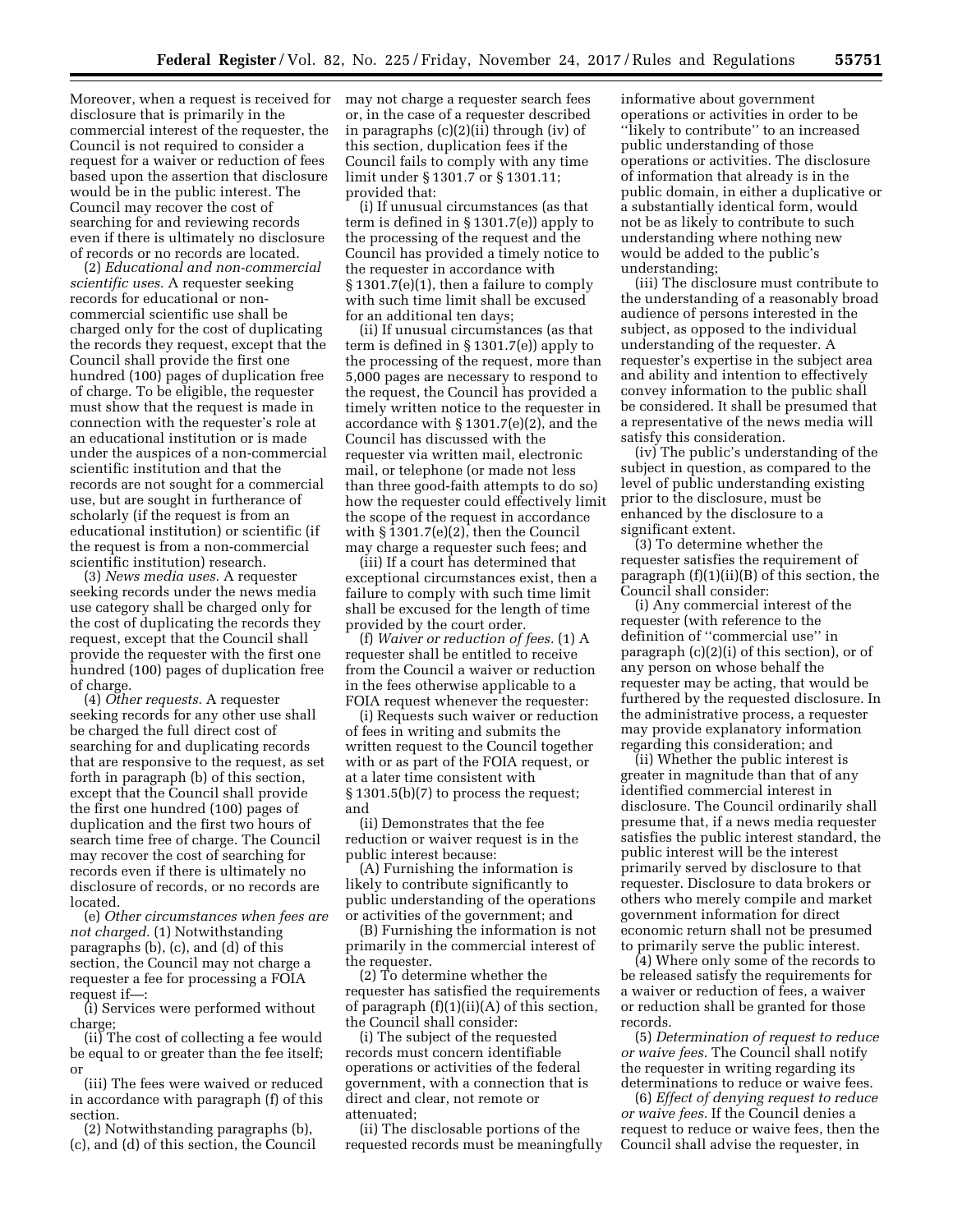Moreover, when a request is received for disclosure that is primarily in the commercial interest of the requester, the Council is not required to consider a request for a waiver or reduction of fees based upon the assertion that disclosure would be in the public interest. The Council may recover the cost of searching for and reviewing records even if there is ultimately no disclosure of records or no records are located.

(2) *Educational and non-commercial scientific uses.* A requester seeking records for educational or non-commercial scientific use shall be charged only for the cost of duplicating the records they request, except that the Council shall provide the first one hundred (100) pages of duplication free of charge. To be eligible, the requester must show that the request is made in connection with the requester's role at an educational institution or is made under the auspices of a non-commercial scientific institution and that the records are not sought for a commercial use, but are sought in furtherance of scholarly (if the request is from an educational institution) or scientific (if the request is from a non-commercial scientific institution) research.

(3) *News media uses.* A requester seeking records under the news media use category shall be charged only for the cost of duplicating the records they request, except that the Council shall provide the requester with the first one hundred (100) pages of duplication free of charge.

(4) *Other requests.* A requester seeking records for any other use shall be charged the full direct cost of searching for and duplicating records that are responsive to the request, as set forth in paragraph (b) of this section, except that the Council shall provide the first one hundred (100) pages of duplication and the first two hours of search time free of charge. The Council may recover the cost of searching for records even if there is ultimately no disclosure of records, or no records are located.

(e) *Other circumstances when fees are not charged.* (1) Notwithstanding paragraphs (b), (c), and (d) of this section, the Council may not charge a requester a fee for processing a FOIA request if—:

(i) Services were performed without charge;

(ii) The cost of collecting a fee would be equal to or greater than the fee itself; or

(iii) The fees were waived or reduced in accordance with paragraph (f) of this section.

(2) Notwithstanding paragraphs (b), (c), and (d) of this section, the Council may not charge a requester search fees or, in the case of a requester described in paragraphs (c)(2)(ii) through (iv) of this section, duplication fees if the Council fails to comply with any time limit under § 1301.7 or § 1301.11; provided that:

(i) If unusual circumstances (as that term is defined in § 1301.7(e)) apply to the processing of the request and the Council has provided a timely notice to the requester in accordance with § 1301.7(e)(1), then a failure to comply with such time limit shall be excused for an additional ten days;

(ii) If unusual circumstances (as that term is defined in § 1301.7(e)) apply to the processing of the request, more than 5,000 pages are necessary to respond to the request, the Council has provided a timely written notice to the requester in accordance with § 1301.7(e)(2), and the Council has discussed with the requester via written mail, electronic mail, or telephone (or made not less than three good-faith attempts to do so) how the requester could effectively limit the scope of the request in accordance with § 1301.7(e)(2), then the Council may charge a requester such fees; and

(iii) If a court has determined that exceptional circumstances exist, then a failure to comply with such time limit shall be excused for the length of time provided by the court order.

(f) *Waiver or reduction of fees.* (1) A requester shall be entitled to receive from the Council a waiver or reduction in the fees otherwise applicable to a FOIA request whenever the requester:

(i) Requests such waiver or reduction of fees in writing and submits the written request to the Council together with or as part of the FOIA request, or at a later time consistent with § 1301.5(b)(7) to process the request; and

(ii) Demonstrates that the fee reduction or waiver request is in the public interest because:

(A) Furnishing the information is likely to contribute significantly to public understanding of the operations or activities of the government; and

(B) Furnishing the information is not primarily in the commercial interest of the requester.

(2) To determine whether the requester has satisfied the requirements of paragraph (f)(1)(ii)(A) of this section, the Council shall consider:

(i) The subject of the requested records must concern identifiable operations or activities of the federal government, with a connection that is direct and clear, not remote or attenuated;

(ii) The disclosable portions of the requested records must be meaningfully informative about government operations or activities in order to be "likely to contribute" to an increased public understanding of those operations or activities. The disclosure of information that already is in the public domain, in either a duplicative or a substantially identical form, would not be as likely to contribute to such understanding where nothing new would be added to the public's understanding;

(iii) The disclosure must contribute to the understanding of a reasonably broad audience of persons interested in the subject, as opposed to the individual understanding of the requester. A requester's expertise in the subject area and ability and intention to effectively convey information to the public shall be considered. It shall be presumed that a representative of the news media will satisfy this consideration.

(iv) The public's understanding of the subject in question, as compared to the level of public understanding existing prior to the disclosure, must be enhanced by the disclosure to a significant extent.

(3) To determine whether the requester satisfies the requirement of paragraph (f)(1)(ii)(B) of this section, the Council shall consider:

(i) Any commercial interest of the requester (with reference to the definition of "commercial use" in paragraph (c)(2)(i) of this section), or of any person on whose behalf the requester may be acting, that would be furthered by the requested disclosure. In the administrative process, a requester may provide explanatory information regarding this consideration; and

(ii) Whether the public interest is greater in magnitude than that of any identified commercial interest in disclosure. The Council ordinarily shall presume that, if a news media requester satisfies the public interest standard, the public interest will be the interest primarily served by disclosure to that requester. Disclosure to data brokers or others who merely compile and market government information for direct economic return shall not be presumed to primarily serve the public interest.

(4) Where only some of the records to be released satisfy the requirements for a waiver or reduction of fees, a waiver or reduction shall be granted for those records.

(5) *Determination of request to reduce or waive fees.* The Council shall notify the requester in writing regarding its determinations to reduce or waive fees.

(6) *Effect of denying request to reduce or waive fees.* If the Council denies a request to reduce or waive fees, then the Council shall advise the requester, in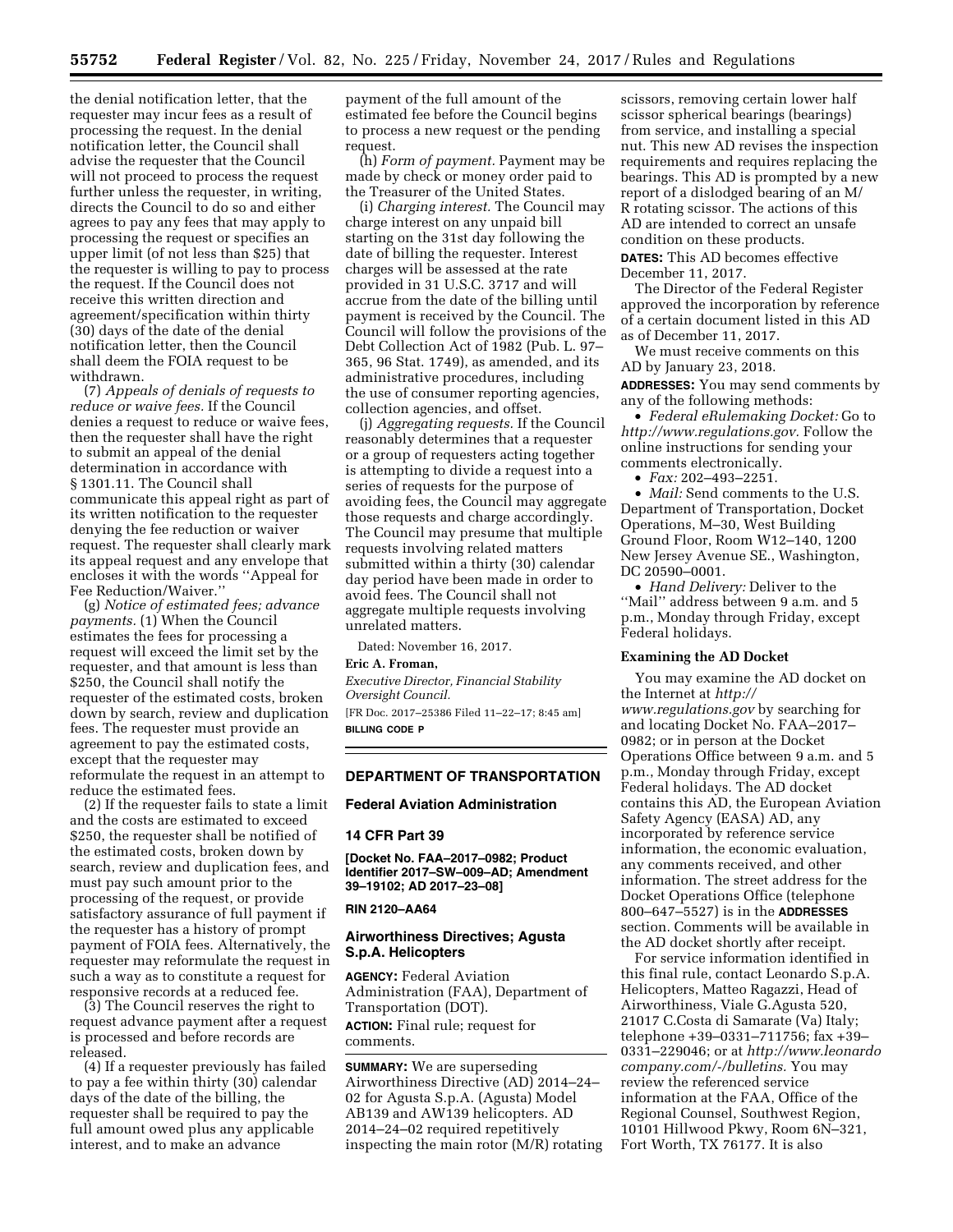the denial notification letter, that the requester may incur fees as a result of processing the request. In the denial notification letter, the Council shall advise the requester that the Council will not proceed to process the request further unless the requester, in writing, directs the Council to do so and either agrees to pay any fees that may apply to processing the request or specifies an upper limit (of not less than $25) that the requester is willing to pay to process the request. If the Council does not receive this written direction and agreement/specification within thirty (30) days of the date of the denial notification letter, then the Council shall deem the FOIA request to be withdrawn.

(7) *Appeals of denials of requests to reduce or waive fees.* If the Council denies a request to reduce or waive fees, then the requester shall have the right to submit an appeal of the denial determination in accordance with § 1301.11. The Council shall communicate this appeal right as part of its written notification to the requester denying the fee reduction or waiver request. The requester shall clearly mark its appeal request and any envelope that encloses it with the words ''Appeal for Fee Reduction/Waiver.''

(g) *Notice of estimated fees; advance payments.* (1) When the Council estimates the fees for processing a request will exceed the limit set by the requester, and that amount is less than $250, the Council shall notify the requester of the estimated costs, broken down by search, review and duplication fees. The requester must provide an agreement to pay the estimated costs, except that the requester may reformulate the request in an attempt to reduce the estimated fees.

(2) If the requester fails to state a limit and the costs are estimated to exceed $250, the requester shall be notified of the estimated costs, broken down by search, review and duplication fees, and must pay such amount prior to the processing of the request, or provide satisfactory assurance of full payment if the requester has a history of prompt payment of FOIA fees. Alternatively, the requester may reformulate the request in such a way as to constitute a request for responsive records at a reduced fee.

(3) The Council reserves the right to request advance payment after a request is processed and before records are released.

(4) If a requester previously has failed to pay a fee within thirty (30) calendar days of the date of the billing, the requester shall be required to pay the full amount owed plus any applicable interest, and to make an advance payment of the full amount of the estimated fee before the Council begins to process a new request or the pending request.

(h) *Form of payment.* Payment may be made by check or money order paid to the Treasurer of the United States.

(i) *Charging interest.* The Council may charge interest on any unpaid bill starting on the 31st day following the date of billing the requester. Interest charges will be assessed at the rate provided in 31 U.S.C. 3717 and will accrue from the date of the billing until payment is received by the Council. The Council will follow the provisions of the Debt Collection Act of 1982 (Pub. L. 97–365, 96 Stat. 1749), as amended, and its administrative procedures, including the use of consumer reporting agencies, collection agencies, and offset.

(j) *Aggregating requests.* If the Council reasonably determines that a requester or a group of requesters acting together is attempting to divide a request into a series of requests for the purpose of avoiding fees, the Council may aggregate those requests and charge accordingly. The Council may presume that multiple requests involving related matters submitted within a thirty (30) calendar day period have been made in order to avoid fees. The Council shall not aggregate multiple requests involving unrelated matters.

Dated: November 16, 2017.

**Eric A. Froman,**

*Executive Director, Financial Stability Oversight Council.*

[FR Doc. 2017–25386 Filed 11–22–17; 8:45 am]

**BILLING CODE P**

## DEPARTMENT OF TRANSPORTATION

### Federal Aviation Administration

### 14 CFR Part 39

**[Docket No. FAA–2017–0982; Product Identifier 2017–SW–009–AD; Amendment 39–19102; AD 2017–23–08]**

**RIN 2120–AA64**

### Airworthiness Directives; Agusta S.p.A. Helicopters

**AGENCY:** Federal Aviation Administration (FAA), Department of Transportation (DOT).

**ACTION:** Final rule; request for comments.

**SUMMARY:** We are superseding Airworthiness Directive (AD) 2014–24–02 for Agusta S.p.A. (Agusta) Model AB139 and AW139 helicopters. AD 2014–24–02 required repetitively inspecting the main rotor (M/R) rotating scissors, removing certain lower half scissor spherical bearings (bearings) from service, and installing a special nut. This new AD revises the inspection requirements and requires replacing the bearings. This AD is prompted by a new report of a dislodged bearing of an M/R rotating scissor. The actions of this AD are intended to correct an unsafe condition on these products.

**DATES:** This AD becomes effective December 11, 2017.

The Director of the Federal Register approved the incorporation by reference of a certain document listed in this AD as of December 11, 2017.

We must receive comments on this AD by January 23, 2018.

**ADDRESSES:** You may send comments by any of the following methods:

- *Federal eRulemaking Portal:* Go to *http://www.regulations.gov.* Follow the online instructions for sending your comments electronically.
- *Fax:* 202–493–2251.
- *Mail:* Send comments to the U.S. Department of Transportation, Docket Operations, M–30, West Building Ground Floor, Room W12–140, 1200 New Jersey Avenue SE., Washington, DC 20590–0001.
- *Hand Delivery:* Deliver to the ''Mail'' address between 9 a.m. and 5 p.m., Monday through Friday, except Federal holidays.

**Examining the AD Docket**

You may examine the AD docket on the Internet at *http://www.regulations.gov* by searching for and locating Docket No. FAA–2017–0982; or in person at the Docket Operations Office between 9 a.m. and 5 p.m., Monday through Friday, except Federal holidays. The AD docket contains this AD, the European Aviation Safety Agency (EASA) AD, any incorporated by reference service information, the economic evaluation, any comments received, and other information. The street address for the Docket Operations Office (telephone 800–647–5527) is in the **ADDRESSES** section. Comments will be available in the AD docket shortly after receipt.

For service information identified in this final rule, contact Leonardo S.p.A. Helicopters, Matteo Ragazzi, Head of Airworthiness, Viale G.Agusta 520, 21017 C.Costa di Samarate (Va) Italy; telephone +39–0331–711756; fax +39–0331–229046; or at *http://www.leonardocompany.com/-/bulletins.* You may review the referenced service information at the FAA, Office of the Regional Counsel, Southwest Region, 10101 Hillwood Pkwy, Room 6N–321, Fort Worth, TX 76177. It is also